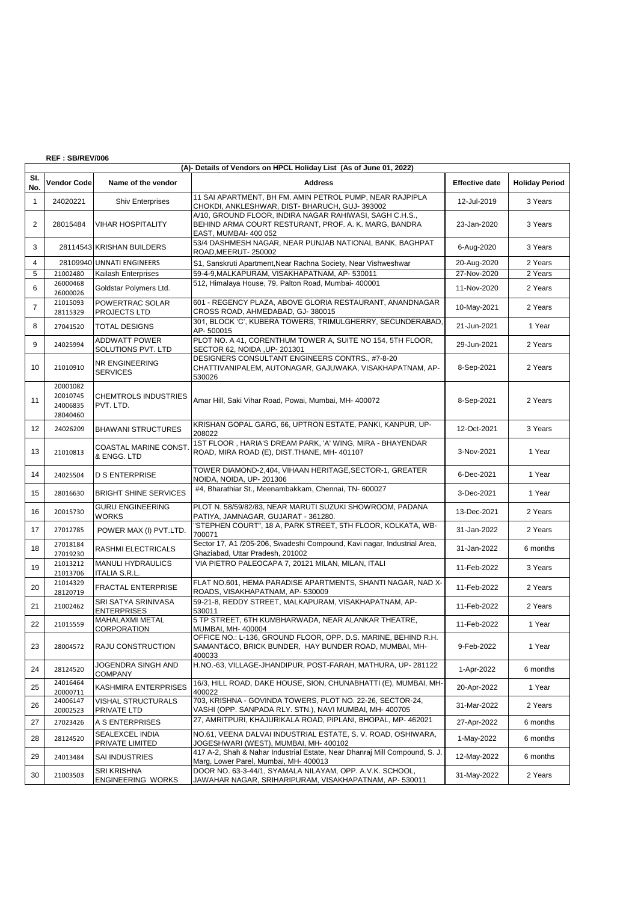**REF : SB/REV/006**

| (A)- Details of Vendors on HPCL Holiday List (As of June 01, 2022) | | | | | |
|---|---|---|---|---|---|
| Sl. No. | Vendor Code | Name of the vendor | Address | Effective date | Holiday Period |
| 1 | 24020221 | Shiv Enterprises | 11 SAI APARTMENT, BH FM. AMIN PETROL PUMP, NEAR RAJPIPLA CHOKDI, ANKLESHWAR, DIST- BHARUCH, GUJ- 393002 | 12-Jul-2019 | 3 Years |
| 2 | 28015484 | VIHAR HOSPITALITY | A/10, GROUND FLOOR, INDIRA NAGAR RAHIWASI, SAGH C.H.S., BEHIND ARMA COURT RESTURANT, PROF. A. K. MARG, BANDRA EAST, MUMBAI- 400 052 | 23-Jan-2020 | 3 Years |
| 3 | 28114543 | KRISHAN BUILDERS | 53/4 DASHMESH NAGAR, NEAR PUNJAB NATIONAL BANK, BAGHPAT ROAD,MEERUT- 250002 | 6-Aug-2020 | 3 Years |
| 4 | 28109940 | UNNATI ENGINEERS | S1, Sanskruti Apartment,Near Rachna Society, Near Vishweshwar | 20-Aug-2020 | 2 Years |
| 5 | 21002480 | Kailash Enterprises | 59-4-9,MALKAPURAM, VISAKHAPATNAM, AP- 530011 | 27-Nov-2020 | 2 Years |
| 6 | 26000468<br>26000026 | Goldstar Polymers Ltd. | 512, Himalaya House, 79, Palton Road, Mumbai- 400001 | 11-Nov-2020 | 2 Years |
| 7 | 21015093<br>28115329 | POWERTRAC SOLAR PROJECTS LTD | 601 - REGENCY PLAZA, ABOVE GLORIA RESTAURANT, ANANDNAGAR CROSS ROAD, AHMEDABAD, GJ- 380015 | 10-May-2021 | 2 Years |
| 8 | 27041520 | TOTAL DESIGNS | 301, BLOCK 'C', KUBERA TOWERS, TRIMULGHERRY, SECUNDERABAD, AP- 500015 | 21-Jun-2021 | 1 Year |
| 9 | 24025994 | ADDWATT POWER SOLUTIONS PVT. LTD | PLOT NO. A 41, CORENTHUM TOWER A, SUITE NO 154, 5TH FLOOR, SECTOR 62, NOIDA ,UP- 201301 | 29-Jun-2021 | 2 Years |
| 10 | 21010910 | NR ENGINEERING SERVICES | DESIGNERS CONSULTANT ENGINEERS CONTRS., #7-8-20 CHATTIVANIPALEM, AUTONAGAR, GAJUWAKA, VISAKHAPATNAM, AP- 530026 | 8-Sep-2021 | 2 Years |
| 11 | 20001082<br>20010745<br>24006835<br>28040460 | CHEMTROLS INDUSTRIES PVT. LTD. | Amar Hill, Saki Vihar Road, Powai, Mumbai, MH- 400072 | 8-Sep-2021 | 2 Years |
| 12 | 24026209 | BHAWANI STRUCTURES | KRISHAN GOPAL GARG, 66, UPTRON ESTATE, PANKI, KANPUR, UP- 208022 | 12-Oct-2021 | 3 Years |
| 13 | 21010813 | COASTAL MARINE CONST. & ENGG. LTD | 1ST FLOOR , HARIA'S DREAM PARK, 'A' WING, MIRA - BHAYENDAR ROAD, MIRA ROAD (E), DIST.THANE, MH- 401107 | 3-Nov-2021 | 1 Year |
| 14 | 24025504 | D S ENTERPRISE | TOWER DIAMOND-2,404, VIHAAN HERITAGE,SECTOR-1, GREATER NOIDA, NOIDA, UP- 201306 | 6-Dec-2021 | 1 Year |
| 15 | 28016630 | BRIGHT SHINE SERVICES | #4, Bharathiar St., Meenambakkam, Chennai, TN- 600027 | 3-Dec-2021 | 1 Year |
| 16 | 20015730 | GURU ENGINEERING WORKS | PLOT N. 58/59/82/83, NEAR MARUTI SUZUKI SHOWROOM, PADANA PATIYA, JAMNAGAR, GUJARAT - 361280. | 13-Dec-2021 | 2 Years |
| 17 | 27012785 | POWER MAX (I) PVT.LTD. | "STEPHEN COURT", 18 A, PARK STREET, 5TH FLOOR, KOLKATA, WB- 700071 | 31-Jan-2022 | 2 Years |
| 18 | 27018184<br>27019230 | RASHMI ELECTRICALS | Sector 17, A1 /205-206, Swadeshi Compound, Kavi nagar, Industrial Area, Ghaziabad, Uttar Pradesh, 201002 | 31-Jan-2022 | 6 months |
| 19 | 21013212<br>21013706 | MANULI HYDRAULICS ITALIA S.R.L. | VIA PIETRO PALEOCAPA 7, 20121 MILAN, MILAN, ITALI | 11-Feb-2022 | 3 Years |
| 20 | 21014329<br>28120719 | FRACTAL ENTERPRISE | FLAT NO.601, HEMA PARADISE APARTMENTS, SHANTI NAGAR, NAD X-ROADS, VISAKHAPATNAM, AP- 530009 | 11-Feb-2022 | 2 Years |
| 21 | 21002462 | SRI SATYA SRINIVASA ENTERPRISES | 59-21-8, REDDY STREET, MALKAPURAM, VISAKHAPATNAM, AP- 530011 | 11-Feb-2022 | 2 Years |
| 22 | 21015559 | MAHALAXMI METAL CORPORATION | 5 TP STREET, 6TH KUMBHARWADA, NEAR ALANKAR THEATRE, MUMBAI, MH- 400004 | 11-Feb-2022 | 1 Year |
| 23 | 28004572 | RAJU CONSTRUCTION | OFFICE NO.: L-136, GROUND FLOOR, OPP. D.S. MARINE, BEHIND R.H. SAMANT&CO, BRICK BUNDER, HAY BUNDER ROAD, MUMBAI, MH- 400033 | 9-Feb-2022 | 1 Year |
| 24 | 28124520 | JOGENDRA SINGH AND COMPANY | H.NO.-63, VILLAGE-JHANDIPUR, POST-FARAH, MATHURA, UP- 281122 | 1-Apr-2022 | 6 months |
| 25 | 24016464<br>20000711 | KASHMIRA ENTERPRISES | 16/3, HILL ROAD, DAKE HOUSE, SION, CHUNABHATTI (E), MUMBAI, MH- 400022 | 20-Apr-2022 | 1 Year |
| 26 | 24006147<br>20002523 | VISHAL STRUCTURALS PRIVATE LTD | 703, KRISHNA - GOVINDA TOWERS, PLOT NO. 22-26, SECTOR-24, VASHI (OPP. SANPADA RLY. STN.), NAVI MUMBAI, MH- 400705 | 31-Mar-2022 | 2 Years |
| 27 | 27023426 | A S ENTERPRISES | 27, AMRITPURI, KHAJURIKALA ROAD, PIPLANI, BHOPAL, MP- 462021 | 27-Apr-2022 | 6 months |
| 28 | 28124520 | SEALEXCEL INDIA PRIVATE LIMITED | NO.61, VEENA DALVAI INDUSTRIAL ESTATE, S. V. ROAD, OSHIWARA, JOGESHWARI (WEST), MUMBAI, MH- 400102 | 1-May-2022 | 6 months |
| 29 | 24013484 | SAI INDUSTRIES | 417 A-2, Shah & Nahar Industrial Estate, Near Dhanraj Mill Compound, S. J. Marg, Lower Parel, Mumbai, MH- 400013 | 12-May-2022 | 6 months |
| 30 | 21003503 | SRI KRISHNA ENGINEERING WORKS | DOOR NO. 63-3-44/1, SYAMALA NILAYAM, OPP. A.V.K. SCHOOL, JAWAHAR NAGAR, SRIHARIPURAM, VISAKHAPATNAM, AP- 530011 | 31-May-2022 | 2 Years |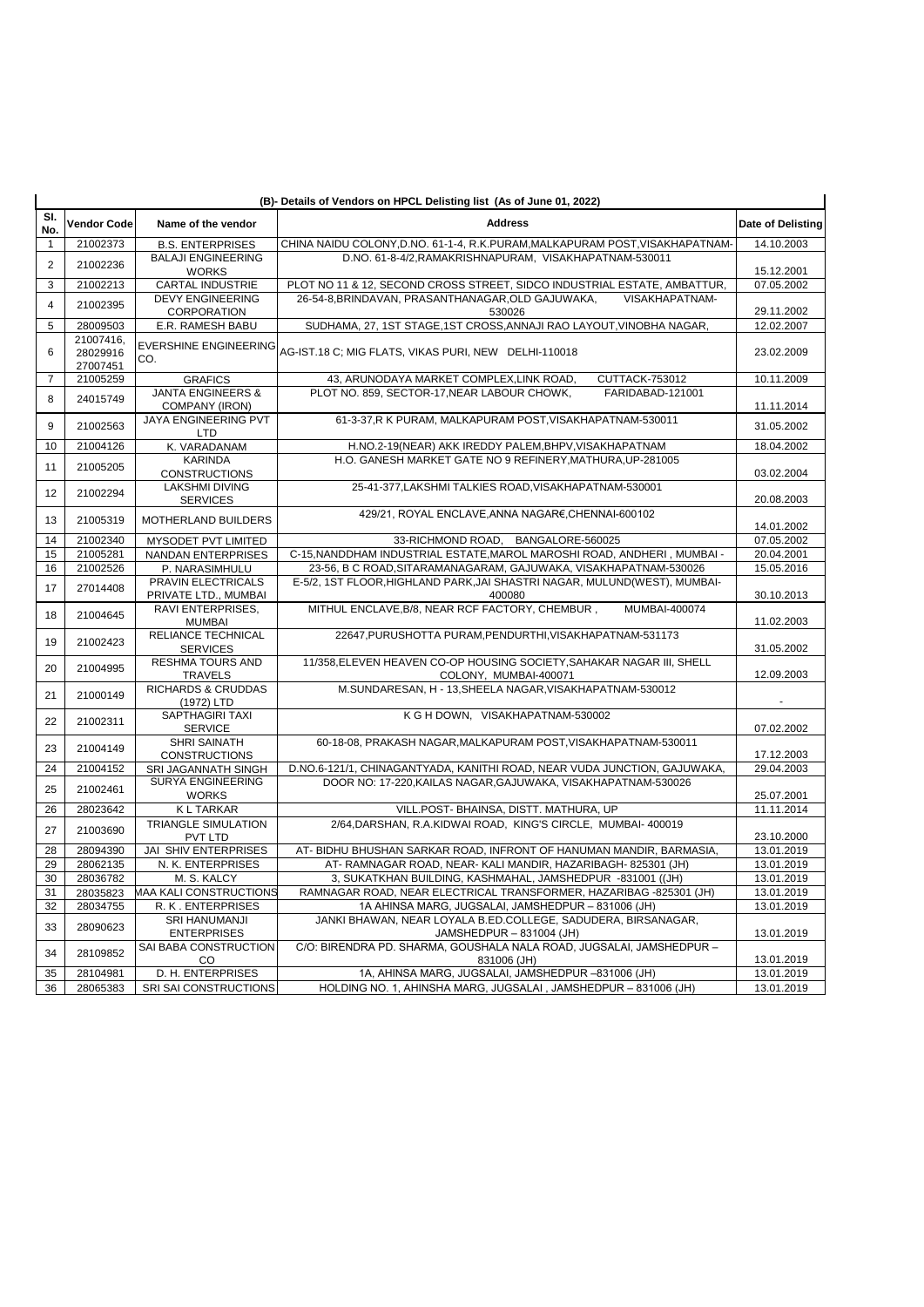| (B)- Details of Vendors on HPCL Delisting list (As of June 01, 2022) | | | | |
|---|---|---|---|---|
| Sl. No. | Vendor Code | Name of the vendor | Address | Date of Delisting |
| 1 | 21002373 | B.S. ENTERPRISES | CHINA NAIDU COLONY,D.NO. 61-1-4, R.K.PURAM,MALKAPURAM POST,VISAKHAPATNAM- | 14.10.2003 |
| 2 | 21002236 | BALAJI ENGINEERING WORKS | D.NO. 61-8-4/2,RAMAKRISHNAPURAM, VISAKHAPATNAM-530011 | 15.12.2001 |
| 3 | 21002213 | CARTAL INDUSTRIE | PLOT NO 11 & 12, SECOND CROSS STREET, SIDCO INDUSTRIAL ESTATE, AMBATTUR, | 07.05.2002 |
| 4 | 21002395 | DEVY ENGINEERING CORPORATION | 26-54-8,BRINDAVAN, PRASANTHANAGAR,OLD GAJUWAKA, VISAKHAPATNAM-530026 | 29.11.2002 |
| 5 | 28009503 | E.R. RAMESH BABU | SUDHAMA, 27, 1ST STAGE,1ST CROSS,ANNAJI RAO LAYOUT,VINOBHA NAGAR, | 12.02.2007 |
| 6 | 21007416, 28029916 27007451 | EVERSHINE ENGINEERING CO. | AG-IST.18 C; MIG FLATS, VIKAS PURI, NEW DELHI-110018 | 23.02.2009 |
| 7 | 21005259 | GRAFICS | 43, ARUNODAYA MARKET COMPLEX,LINK ROAD, CUTTACK-753012 | 10.11.2009 |
| 8 | 24015749 | JANTA ENGINEERS & COMPANY (IRON) | PLOT NO. 859, SECTOR-17,NEAR LABOUR CHOWK, FARIDABAD-121001 | 11.11.2014 |
| 9 | 21002563 | JAYA ENGINEERING PVT LTD | 61-3-37,R K PURAM, MALKAPURAM POST,VISAKHAPATNAM-530011 | 31.05.2002 |
| 10 | 21004126 | K. VARADANAM | H.NO.2-19(NEAR) AKK IREDDY PALEM,BHPV,VISAKHAPATNAM | 18.04.2002 |
| 11 | 21005205 | KARINDA CONSTRUCTIONS | H.O. GANESH MARKET GATE NO 9 REFINERY,MATHURA,UP-281005 | 03.02.2004 |
| 12 | 21002294 | LAKSHMI DIVING SERVICES | 25-41-377,LAKSHMI TALKIES ROAD,VISAKHAPATNAM-530001 | 20.08.2003 |
| 13 | 21005319 | MOTHERLAND BUILDERS | 429/21, ROYAL ENCLAVE,ANNA NAGAR€,CHENNAI-600102 | 14.01.2002 |
| 14 | 21002340 | MYSODET PVT LIMITED | 33-RICHMOND ROAD, BANGALORE-560025 | 07.05.2002 |
| 15 | 21005281 | NANDAN ENTERPRISES | C-15,NANDDHAM INDUSTRIAL ESTATE,MAROL MAROSHI ROAD, ANDHERI , MUMBAI - | 20.04.2001 |
| 16 | 21002526 | P. NARASIMHULU | 23-56, B C ROAD,SITARAMANAGARAM, GAJUWAKA, VISAKHAPATNAM-530026 | 15.05.2016 |
| 17 | 27014408 | PRAVIN ELECTRICALS PRIVATE LTD., MUMBAI | E-5/2, 1ST FLOOR,HIGHLAND PARK,JAI SHASTRI NAGAR, MULUND(WEST), MUMBAI-400080 | 30.10.2013 |
| 18 | 21004645 | RAVI ENTERPRISES, MUMBAI | MITHUL ENCLAVE,B/8, NEAR RCF FACTORY, CHEMBUR , MUMBAI-400074 | 11.02.2003 |
| 19 | 21002423 | RELIANCE TECHNICAL SERVICES | 22647,PURUSHOTTA PURAM,PENDURTHI,VISAKHAPATNAM-531173 | 31.05.2002 |
| 20 | 21004995 | RESHMA TOURS AND TRAVELS | 11/358,ELEVEN HEAVEN CO-OP HOUSING SOCIETY,SAHAKAR NAGAR III, SHELL COLONY, MUMBAI-400071 | 12.09.2003 |
| 21 | 21000149 | RICHARDS & CRUDDAS (1972) LTD | M.SUNDARESAN, H - 13,SHEELA NAGAR,VISAKHAPATNAM-530012 | - |
| 22 | 21002311 | SAPTHAGIRI TAXI SERVICE | K G H DOWN, VISAKHAPATNAM-530002 | 07.02.2002 |
| 23 | 21004149 | SHRI SAINATH CONSTRUCTIONS | 60-18-08, PRAKASH NAGAR,MALKAPURAM POST,VISAKHAPATNAM-530011 | 17.12.2003 |
| 24 | 21004152 | SRI JAGANNATH SINGH | D.NO.6-121/1, CHINAGANTYADA, KANITHI ROAD, NEAR VUDA JUNCTION, GAJUWAKA, | 29.04.2003 |
| 25 | 21002461 | SURYA ENGINEERING WORKS | DOOR NO: 17-220,KAILAS NAGAR,GAJUWAKA, VISAKHAPATNAM-530026 | 25.07.2001 |
| 26 | 28023642 | K L TARKAR | VILL.POST- BHAINSA, DISTT. MATHURA, UP | 11.11.2014 |
| 27 | 21003690 | TRIANGLE SIMULATION PVT LTD | 2/64,DARSHAN, R.A.KIDWAI ROAD, KING'S CIRCLE, MUMBAI- 400019 | 23.10.2000 |
| 28 | 28094390 | JAI SHIV ENTERPRISES | AT- BIDHU BHUSHAN SARKAR ROAD, INFRONT OF HANUMAN MANDIR, BARMASIA, | 13.01.2019 |
| 29 | 28062135 | N. K. ENTERPRISES | AT- RAMNAGAR ROAD, NEAR- KALI MANDIR, HAZARIBAGH- 825301 (JH) | 13.01.2019 |
| 30 | 28036782 | M. S. KALCY | 3, SUKATKHAN BUILDING, KASHMAHAL, JAMSHEDPUR -831001 ((JH) | 13.01.2019 |
| 31 | 28035823 | MAA KALI CONSTRUCTIONS | RAMNAGAR ROAD, NEAR ELECTRICAL TRANSFORMER, HAZARIBAG -825301 (JH) | 13.01.2019 |
| 32 | 28034755 | R. K . ENTERPRISES | 1A AHINSA MARG, JUGSALAI, JAMSHEDPUR – 831006 (JH) | 13.01.2019 |
| 33 | 28090623 | SRI HANUMANJI ENTERPRISES | JANKI BHAWAN, NEAR LOYALA B.ED.COLLEGE, SADUDERA, BIRSANAGAR, JAMSHEDPUR – 831004 (JH) | 13.01.2019 |
| 34 | 28109852 | SAI BABA CONSTRUCTION CO | C/O: BIRENDRA PD. SHARMA, GOUSHALA NALA ROAD, JUGSALAI, JAMSHEDPUR – 831006 (JH) | 13.01.2019 |
| 35 | 28104981 | D. H. ENTERPRISES | 1A, AHINSA MARG, JUGSALAI, JAMSHEDPUR –831006 (JH) | 13.01.2019 |
| 36 | 28065383 | SRI SAI CONSTRUCTIONS | HOLDING NO. 1, AHINSHA MARG, JUGSALAI , JAMSHEDPUR – 831006 (JH) | 13.01.2019 |